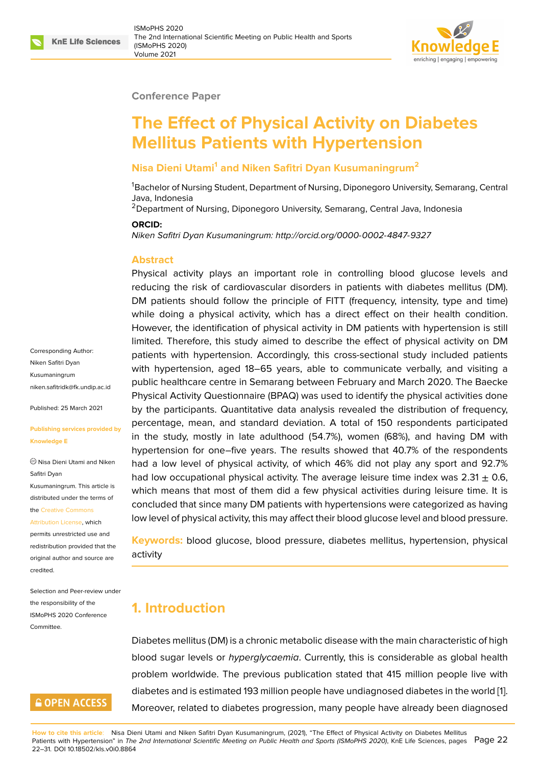Conference Paper

# The Effect of Physical Activity on Diabetes Mellitus Patients with Hypertension

**Nisa Dieni Utami[1] and Niken Safitri Dyan Kusumaningrum[2]**

[1]Bachelor of Nursing Student, Department of Nursing, Diponegoro University, Semarang, Central Java, Indonesia
[2]Department of Nursing, Diponegoro University, Semarang, Central Java, Indonesia

**ORCID:**
*Niken Safitri Dyan Kusumaningrum: http://orcid.org/0000-0002-4847-9327*

Corresponding Author: Niken Safitri Dyan Kusumaningrum niken.safitridk@fk.undip.ac.id

Published: 25 March 2021

Publishing services provided by Knowledge E

© Nisa Dieni Utami and Niken Safitri Dyan Kusumaningrum. This article is distributed under the terms of the Creative Commons Attribution License, which permits unrestricted use and redistribution provided that the original author and source are credited.

Selection and Peer-review under the responsibility of the ISMoPHS 2020 Conference Committee.

## Abstract

Physical activity plays an important role in controlling blood glucose levels and reducing the risk of cardiovascular disorders in patients with diabetes mellitus (DM). DM patients should follow the principle of FITT (frequency, intensity, type and time) while doing a physical activity, which has a direct effect on their health condition. However, the identification of physical activity in DM patients with hypertension is still limited. Therefore, this study aimed to describe the effect of physical activity on DM patients with hypertension. Accordingly, this cross-sectional study included patients with hypertension, aged 18–65 years, able to communicate verbally, and visiting a public healthcare centre in Semarang between February and March 2020. The Baecke Physical Activity Questionnaire (BPAQ) was used to identify the physical activities done by the participants. Quantitative data analysis revealed the distribution of frequency, percentage, mean, and standard deviation. A total of 150 respondents participated in the study, mostly in late adulthood (54.7%), women (68%), and having DM with hypertension for one–five years. The results showed that 40.7% of the respondents had a low level of physical activity, of which 46% did not play any sport and 92.7% had low occupational physical activity. The average leisure time index was $2.31 \pm 0.6$, which means that most of them did a few physical activities during leisure time. It is concluded that since many DM patients with hypertensions were categorized as having low level of physical activity, this may affect their blood glucose level and blood pressure.

**Keywords:** blood glucose, blood pressure, diabetes mellitus, hypertension, physical activity

## 1. Introduction

Diabetes mellitus (DM) is a chronic metabolic disease with the main characteristic of high blood sugar levels or *hyperglycaemia*. Currently, this is considerable as global health problem worldwide. The previous publication stated that 415 million people live with diabetes and is estimated 193 million people have undiagnosed diabetes in the world [1]. Moreover, related to diabetes progression, many people have already been diagnosed

**How to cite this article:** Nisa Dieni Utami and Niken Safitri Dyan Kusumaningrum, (2021), "The Effect of Physical Activity on Diabetes Mellitus Patients with Hypertension" in *The 2nd International Scientific Meeting on Public Health and Sports (ISMoPHS 2020)*, KnE Life Sciences, pages 22–31. DOI 10.18502/kls.v0i0.8864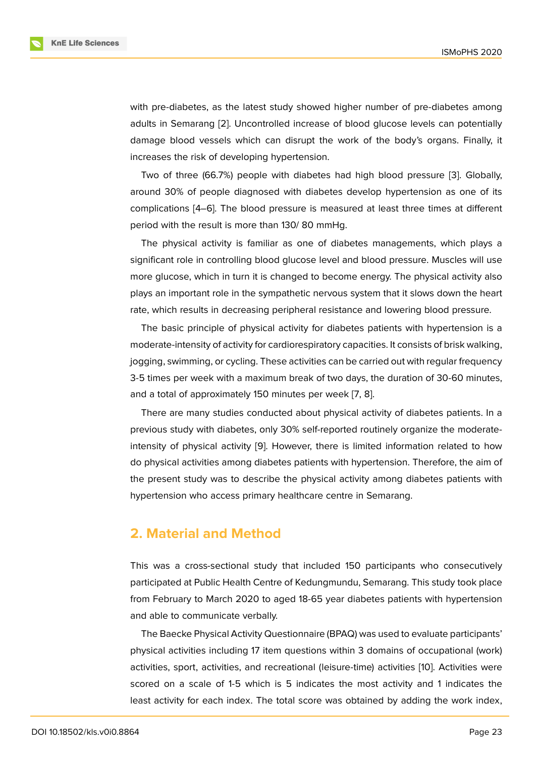with pre-diabetes, as the latest study showed higher number of pre-diabetes among adults in Semarang [2]. Uncontrolled increase of blood glucose levels can potentially damage blood vessels which can disrupt the work of the body's organs. Finally, it increases the risk of developing hypertension.

Two of three (66.7%) people with diabetes had high blood pressure [3]. Globally, around 30% of people diagnosed with diabetes develop hypertension as one of its complications [4–6]. The blood pressure is measured at least three times at different period with the result is more than 130/ 80 mmHg.

The physical activity is familiar as one of diabetes managements, which plays a significant role in controlling blood glucose level and blood pressure. Muscles will use more glucose, which in turn it is changed to become energy. The physical activity also plays an important role in the sympathetic nervous system that it slows down the heart rate, which results in decreasing peripheral resistance and lowering blood pressure.

The basic principle of physical activity for diabetes patients with hypertension is a moderate-intensity of activity for cardiorespiratory capacities. It consists of brisk walking, jogging, swimming, or cycling. These activities can be carried out with regular frequency 3-5 times per week with a maximum break of two days, the duration of 30-60 minutes, and a total of approximately 150 minutes per week [7, 8].

There are many studies conducted about physical activity of diabetes patients. In a previous study with diabetes, only 30% self-reported routinely organize the moderate-intensity of physical activity [9]. However, there is limited information related to how do physical activities among diabetes patients with hypertension. Therefore, the aim of the present study was to describe the physical activity among diabetes patients with hypertension who access primary healthcare centre in Semarang.

## 2. Material and Method

This was a cross-sectional study that included 150 participants who consecutively participated at Public Health Centre of Kedungmundu, Semarang. This study took place from February to March 2020 to aged 18-65 year diabetes patients with hypertension and able to communicate verbally.

The Baecke Physical Activity Questionnaire (BPAQ) was used to evaluate participants' physical activities including 17 item questions within 3 domains of occupational (work) activities, sport, activities, and recreational (leisure-time) activities [10]. Activities were scored on a scale of 1-5 which is 5 indicates the most activity and 1 indicates the least activity for each index. The total score was obtained by adding the work index,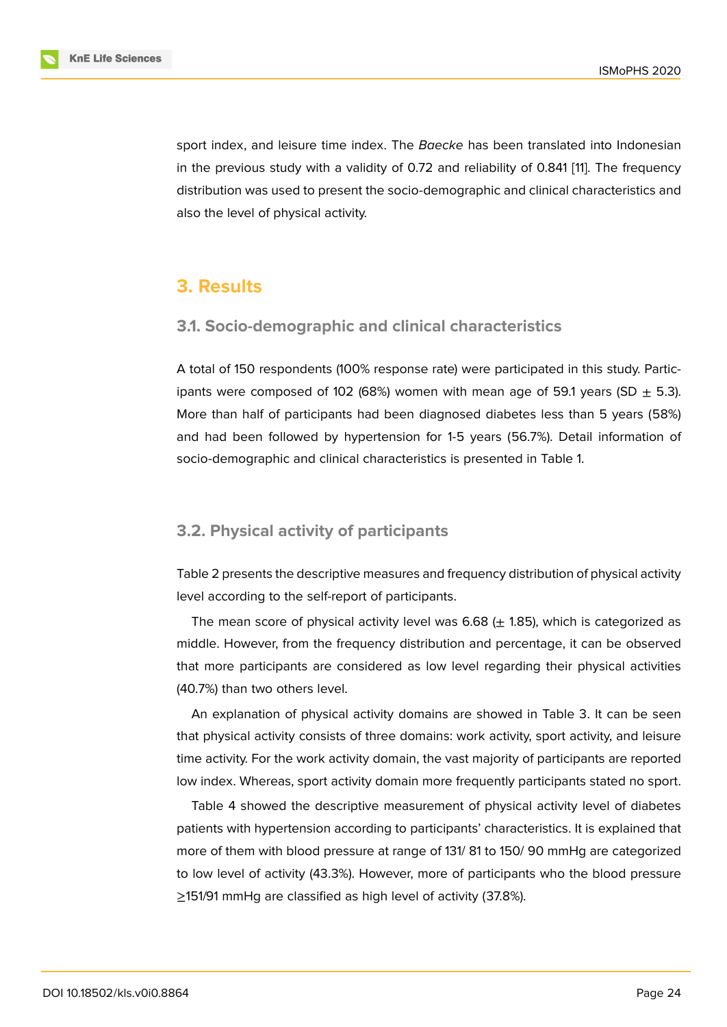sport index, and leisure time index. The *Baecke* has been translated into Indonesian in the previous study with a validity of 0.72 and reliability of 0.841 [11]. The frequency distribution was used to present the socio-demographic and clinical characteristics and also the level of physical activity.

## 3. Results

### 3.1. Socio-demographic and clinical characteristics

A total of 150 respondents (100% response rate) were participated in this study. Participants were composed of 102 (68%) women with mean age of 59.1 years (SD $\pm$ 5.3). More than half of participants had been diagnosed diabetes less than 5 years (58%) and had been followed by hypertension for 1-5 years (56.7%). Detail information of socio-demographic and clinical characteristics is presented in Table 1.

### 3.2. Physical activity of participants

Table 2 presents the descriptive measures and frequency distribution of physical activity level according to the self-report of participants.

The mean score of physical activity level was 6.68 ($\pm$ 1.85), which is categorized as middle. However, from the frequency distribution and percentage, it can be observed that more participants are considered as low level regarding their physical activities (40.7%) than two others level.

An explanation of physical activity domains are showed in Table 3. It can be seen that physical activity consists of three domains: work activity, sport activity, and leisure time activity. For the work activity domain, the vast majority of participants are reported low index. Whereas, sport activity domain more frequently participants stated no sport.

Table 4 showed the descriptive measurement of physical activity level of diabetes patients with hypertension according to participants' characteristics. It is explained that more of them with blood pressure at range of 131/ 81 to 150/ 90 mmHg are categorized to low level of activity (43.3%). However, more of participants who the blood pressure ≥151/91 mmHg are classified as high level of activity (37.8%).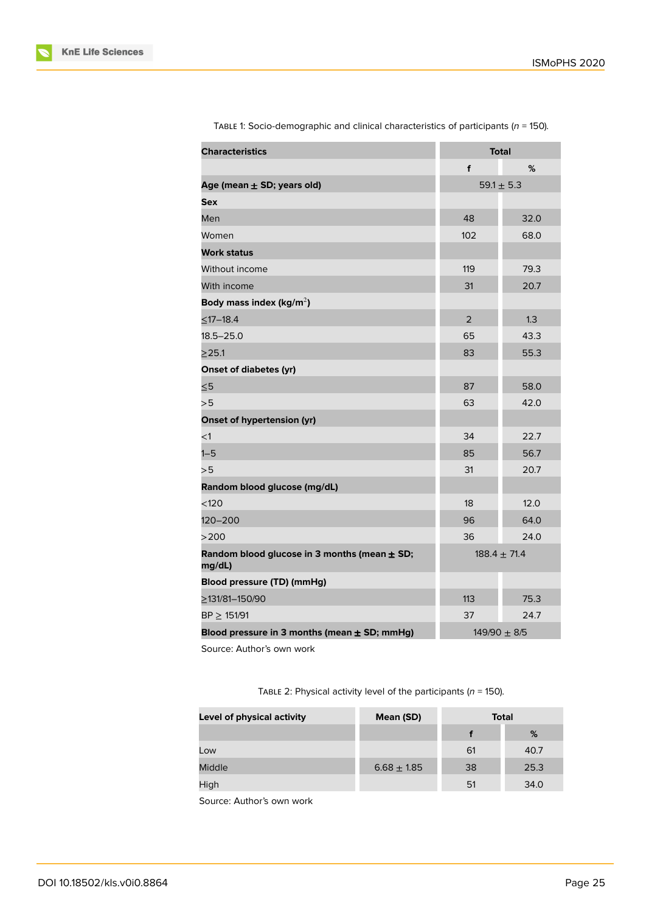Table 1: Socio-demographic and clinical characteristics of participants ($n$ = 150).

| Characteristics | Total | |
|---|---|---|
| | f | % |
| **Age (mean ± SD; years old)** | 59.1 ± 5.3 | |
| **Sex** | | |
| Men | 48 | 32.0 |
| Women | 102 | 68.0 |
| **Work status** | | |
| Without income | 119 | 79.3 |
| With income | 31 | 20.7 |
| **Body mass index (kg/m$^2$)** | | |
| ≤17–18.4 | 2 | 1.3 |
| 18.5–25.0 | 65 | 43.3 |
| ≥25.1 | 83 | 55.3 |
| **Onset of diabetes (yr)** | | |
| ≤5 | 87 | 58.0 |
| >5 | 63 | 42.0 |
| **Onset of hypertension (yr)** | | |
| <1 | 34 | 22.7 |
| 1–5 | 85 | 56.7 |
| >5 | 31 | 20.7 |
| **Random blood glucose (mg/dL)** | | |
| <120 | 18 | 12.0 |
| 120–200 | 96 | 64.0 |
| >200 | 36 | 24.0 |
| **Random blood glucose in 3 months (mean ± SD; mg/dL)** | 188.4 ± 71.4 | |
| **Blood pressure (TD) (mmHg)** | | |
| ≥131/81–150/90 | 113 | 75.3 |
| BP ≥ 151/91 | 37 | 24.7 |
| **Blood pressure in 3 months (mean ± SD; mmHg)** | 149/90 ± 8/5 | |

Source: Author's own work

Table 2: Physical activity level of the participants ($n$ = 150).

| Level of physical activity | Mean (SD) | Total | |
|---|---|---|---|
| | | f | % |
| Low | | 61 | 40.7 |
| Middle | 6.68 ± 1.85 | 38 | 25.3 |
| High | | 51 | 34.0 |

Source: Author's own work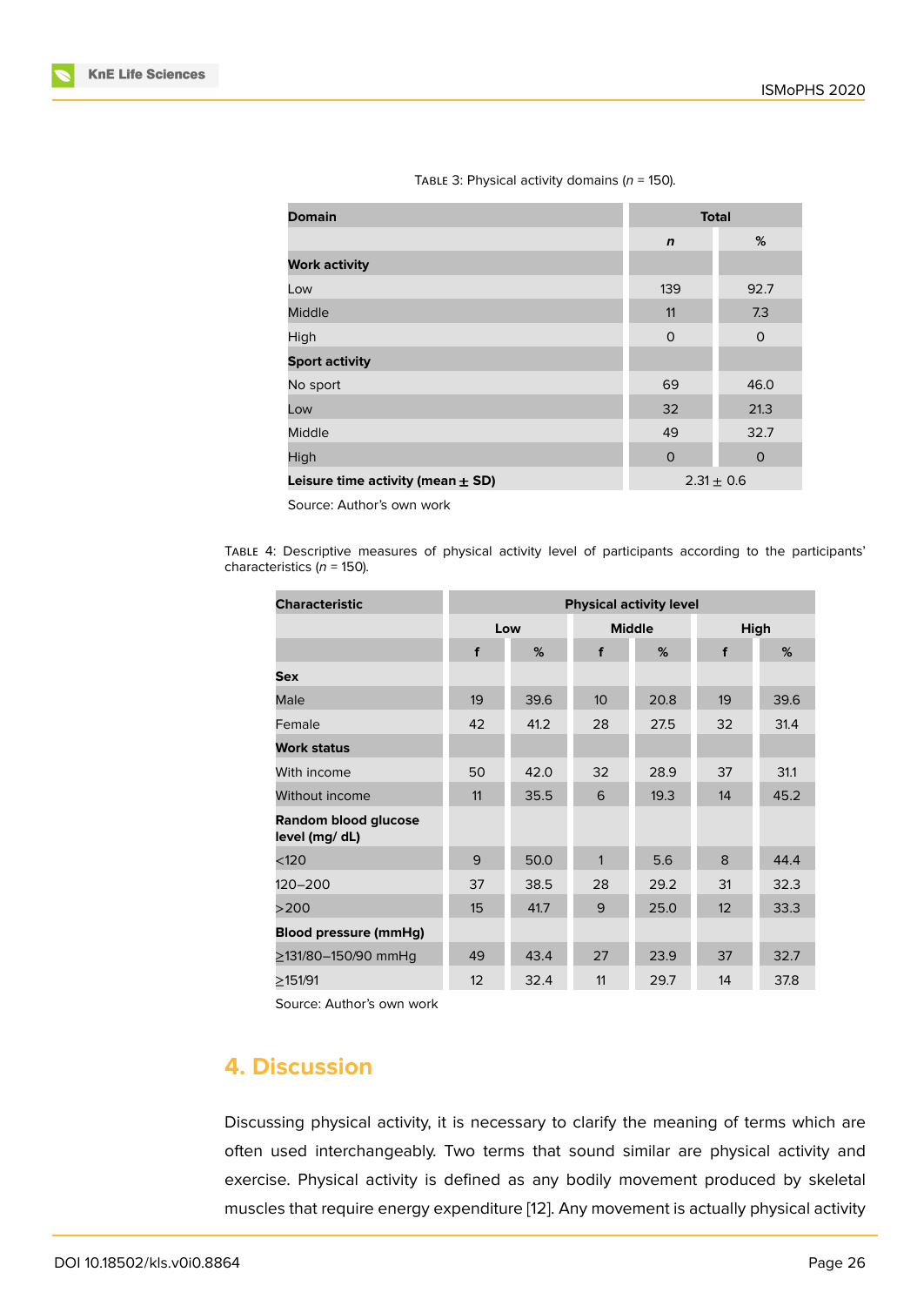Table 3: Physical activity domains ($n$ = 150).

| Domain | Total | |
|---|---|---|
| | *n* | % |
| **Work activity** | | |
| Low | 139 | 92.7 |
| Middle | 11 | 7.3 |
| High | 0 | 0 |
| **Sport activity** | | |
| No sport | 69 | 46.0 |
| Low | 32 | 21.3 |
| Middle | 49 | 32.7 |
| High | 0 | 0 |
| **Leisure time activity (mean ± SD)** | 2.31 ± 0.6 | |

Source: Author's own work

Table 4: Descriptive measures of physical activity level of participants according to the participants' characteristics ($n$ = 150).

| Characteristic | Physical activity level | | | | | |
|---|---|---|---|---|---|---|
| | Low | | Middle | | High | |
| | f | % | f | % | f | % |
| **Sex** | | | | | | |
| Male | 19 | 39.6 | 10 | 20.8 | 19 | 39.6 |
| Female | 42 | 41.2 | 28 | 27.5 | 32 | 31.4 |
| **Work status** | | | | | | |
| With income | 50 | 42.0 | 32 | 28.9 | 37 | 31.1 |
| Without income | 11 | 35.5 | 6 | 19.3 | 14 | 45.2 |
| **Random blood glucose level (mg/ dL)** | | | | | | |
| <120 | 9 | 50.0 | 1 | 5.6 | 8 | 44.4 |
| 120–200 | 37 | 38.5 | 28 | 29.2 | 31 | 32.3 |
| >200 | 15 | 41.7 | 9 | 25.0 | 12 | 33.3 |
| **Blood pressure (mmHg)** | | | | | | |
| ≥131/80–150/90 mmHg | 49 | 43.4 | 27 | 23.9 | 37 | 32.7 |
| ≥151/91 | 12 | 32.4 | 11 | 29.7 | 14 | 37.8 |

Source: Author's own work

## 4. Discussion

Discussing physical activity, it is necessary to clarify the meaning of terms which are often used interchangeably. Two terms that sound similar are physical activity and exercise. Physical activity is defined as any bodily movement produced by skeletal muscles that require energy expenditure [12]. Any movement is actually physical activity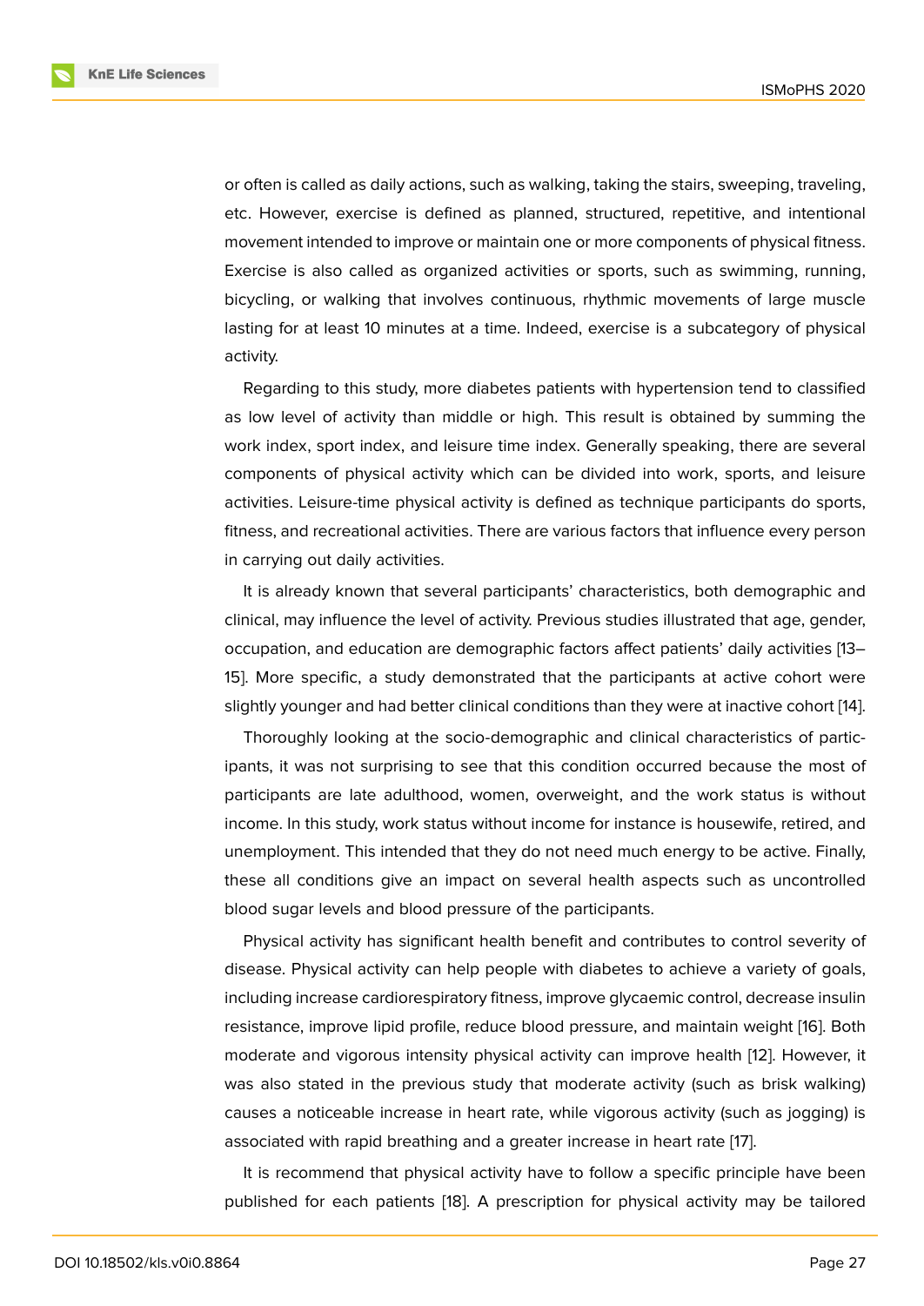or often is called as daily actions, such as walking, taking the stairs, sweeping, traveling, etc. However, exercise is defined as planned, structured, repetitive, and intentional movement intended to improve or maintain one or more components of physical fitness. Exercise is also called as organized activities or sports, such as swimming, running, bicycling, or walking that involves continuous, rhythmic movements of large muscle lasting for at least 10 minutes at a time. Indeed, exercise is a subcategory of physical activity.

Regarding to this study, more diabetes patients with hypertension tend to classified as low level of activity than middle or high. This result is obtained by summing the work index, sport index, and leisure time index. Generally speaking, there are several components of physical activity which can be divided into work, sports, and leisure activities. Leisure-time physical activity is defined as technique participants do sports, fitness, and recreational activities. There are various factors that influence every person in carrying out daily activities.

It is already known that several participants' characteristics, both demographic and clinical, may influence the level of activity. Previous studies illustrated that age, gender, occupation, and education are demographic factors affect patients' daily activities [13–15]. More specific, a study demonstrated that the participants at active cohort were slightly younger and had better clinical conditions than they were at inactive cohort [14].

Thoroughly looking at the socio-demographic and clinical characteristics of participants, it was not surprising to see that this condition occurred because the most of participants are late adulthood, women, overweight, and the work status is without income. In this study, work status without income for instance is housewife, retired, and unemployment. This intended that they do not need much energy to be active. Finally, these all conditions give an impact on several health aspects such as uncontrolled blood sugar levels and blood pressure of the participants.

Physical activity has significant health benefit and contributes to control severity of disease. Physical activity can help people with diabetes to achieve a variety of goals, including increase cardiorespiratory fitness, improve glycaemic control, decrease insulin resistance, improve lipid profile, reduce blood pressure, and maintain weight [16]. Both moderate and vigorous intensity physical activity can improve health [12]. However, it was also stated in the previous study that moderate activity (such as brisk walking) causes a noticeable increase in heart rate, while vigorous activity (such as jogging) is associated with rapid breathing and a greater increase in heart rate [17].

It is recommend that physical activity have to follow a specific principle have been published for each patients [18]. A prescription for physical activity may be tailored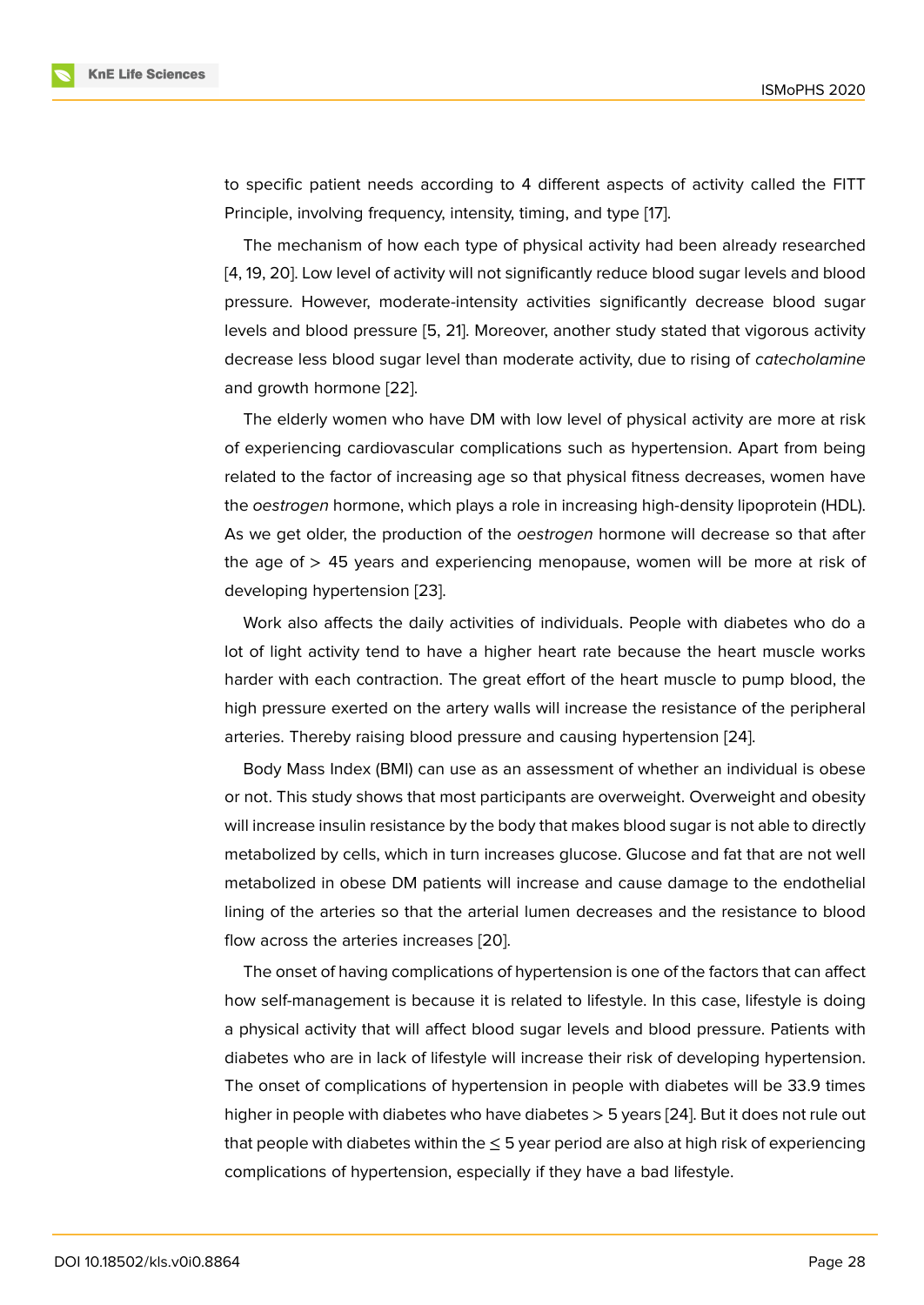to specific patient needs according to 4 different aspects of activity called the FITT Principle, involving frequency, intensity, timing, and type [17].

The mechanism of how each type of physical activity had been already researched [4, 19, 20]. Low level of activity will not significantly reduce blood sugar levels and blood pressure. However, moderate-intensity activities significantly decrease blood sugar levels and blood pressure [5, 21]. Moreover, another study stated that vigorous activity decrease less blood sugar level than moderate activity, due to rising of *catecholamine* and growth hormone [22].

The elderly women who have DM with low level of physical activity are more at risk of experiencing cardiovascular complications such as hypertension. Apart from being related to the factor of increasing age so that physical fitness decreases, women have the *oestrogen* hormone, which plays a role in increasing high-density lipoprotein (HDL). As we get older, the production of the *oestrogen* hormone will decrease so that after the age of > 45 years and experiencing menopause, women will be more at risk of developing hypertension [23].

Work also affects the daily activities of individuals. People with diabetes who do a lot of light activity tend to have a higher heart rate because the heart muscle works harder with each contraction. The great effort of the heart muscle to pump blood, the high pressure exerted on the artery walls will increase the resistance of the peripheral arteries. Thereby raising blood pressure and causing hypertension [24].

Body Mass Index (BMI) can use as an assessment of whether an individual is obese or not. This study shows that most participants are overweight. Overweight and obesity will increase insulin resistance by the body that makes blood sugar is not able to directly metabolized by cells, which in turn increases glucose. Glucose and fat that are not well metabolized in obese DM patients will increase and cause damage to the endothelial lining of the arteries so that the arterial lumen decreases and the resistance to blood flow across the arteries increases [20].

The onset of having complications of hypertension is one of the factors that can affect how self-management is because it is related to lifestyle. In this case, lifestyle is doing a physical activity that will affect blood sugar levels and blood pressure. Patients with diabetes who are in lack of lifestyle will increase their risk of developing hypertension. The onset of complications of hypertension in people with diabetes will be 33.9 times higher in people with diabetes who have diabetes > 5 years [24]. But it does not rule out that people with diabetes within the ≤ 5 year period are also at high risk of experiencing complications of hypertension, especially if they have a bad lifestyle.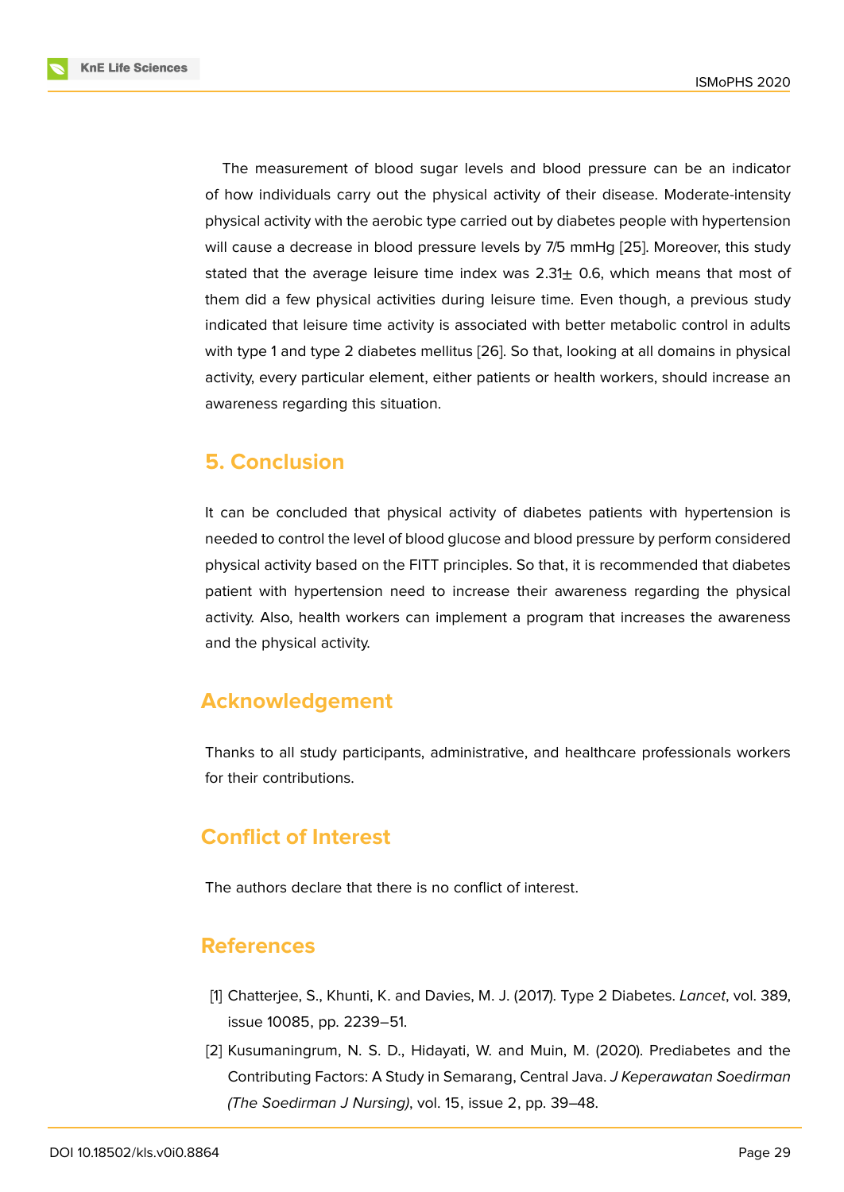The measurement of blood sugar levels and blood pressure can be an indicator of how individuals carry out the physical activity of their disease. Moderate-intensity physical activity with the aerobic type carried out by diabetes people with hypertension will cause a decrease in blood pressure levels by 7/5 mmHg [25]. Moreover, this study stated that the average leisure time index was 2.31± 0.6, which means that most of them did a few physical activities during leisure time. Even though, a previous study indicated that leisure time activity is associated with better metabolic control in adults with type 1 and type 2 diabetes mellitus [26]. So that, looking at all domains in physical activity, every particular element, either patients or health workers, should increase an awareness regarding this situation.

## 5. Conclusion

It can be concluded that physical activity of diabetes patients with hypertension is needed to control the level of blood glucose and blood pressure by perform considered physical activity based on the FITT principles. So that, it is recommended that diabetes patient with hypertension need to increase their awareness regarding the physical activity. Also, health workers can implement a program that increases the awareness and the physical activity.

## Acknowledgement

Thanks to all study participants, administrative, and healthcare professionals workers for their contributions.

## Conflict of Interest

The authors declare that there is no conflict of interest.

## References

[1] Chatterjee, S., Khunti, K. and Davies, M. J. (2017). Type 2 Diabetes. *Lancet*, vol. 389, issue 10085, pp. 2239–51.

[2] Kusumaningrum, N. S. D., Hidayati, W. and Muin, M. (2020). Prediabetes and the Contributing Factors: A Study in Semarang, Central Java. *J Keperawatan Soedirman (The Soedirman J Nursing)*, vol. 15, issue 2, pp. 39–48.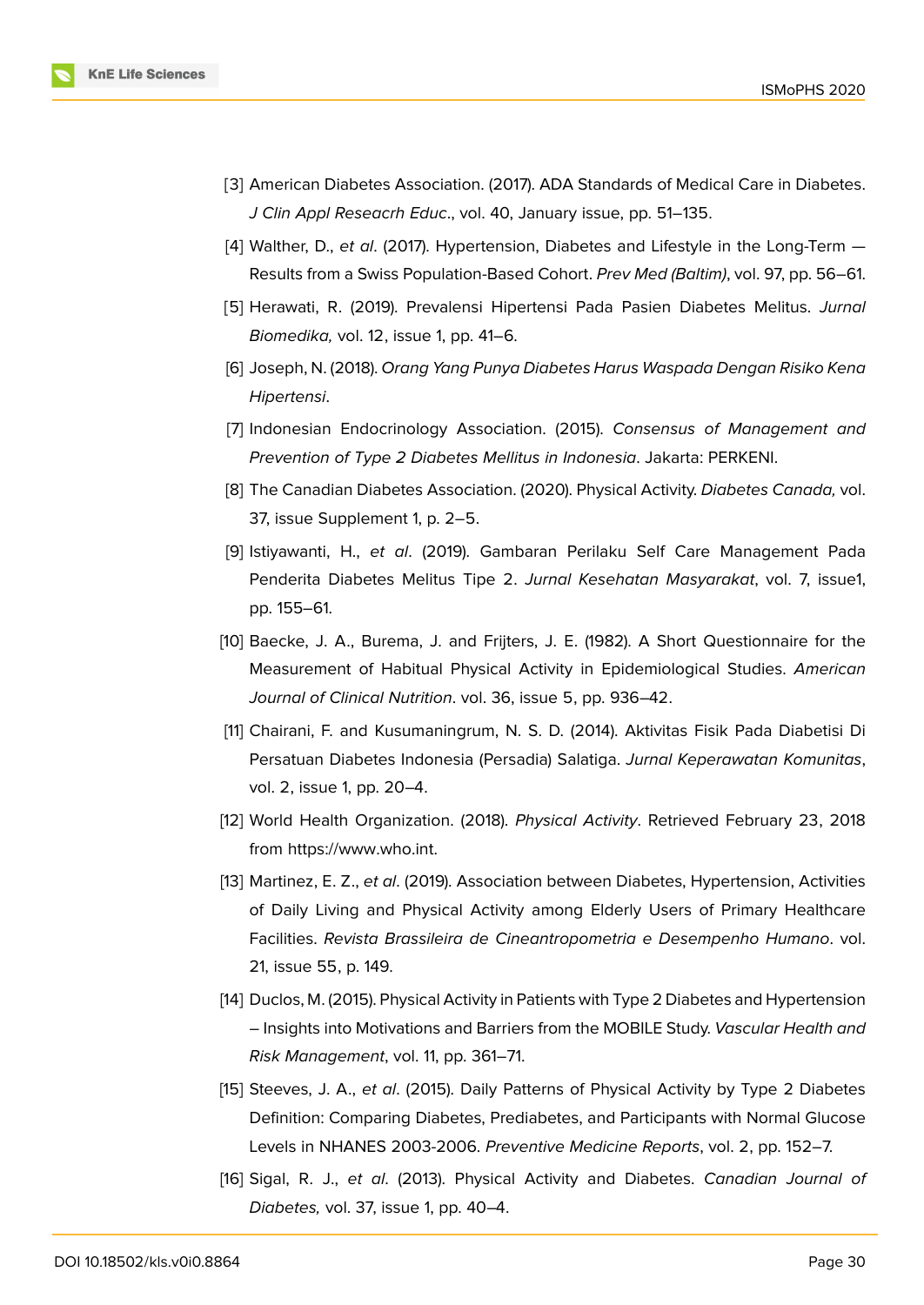[3] American Diabetes Association. (2017). ADA Standards of Medical Care in Diabetes. *J Clin Appl Reseacrh Educ*., vol. 40, January issue, pp. 51–135.

[4] Walther, D., *et al*. (2017). Hypertension, Diabetes and Lifestyle in the Long-Term — Results from a Swiss Population-Based Cohort. *Prev Med (Baltim)*, vol. 97, pp. 56–61.

[5] Herawati, R. (2019). Prevalensi Hipertensi Pada Pasien Diabetes Melitus. *Jurnal Biomedika,* vol. 12, issue 1, pp. 41–6.

[6] Joseph, N. (2018). *Orang Yang Punya Diabetes Harus Waspada Dengan Risiko Kena Hipertensi*.

[7] Indonesian Endocrinology Association. (2015). *Consensus of Management and Prevention of Type 2 Diabetes Mellitus in Indonesia*. Jakarta: PERKENI.

[8] The Canadian Diabetes Association. (2020). Physical Activity. *Diabetes Canada,* vol. 37, issue Supplement 1, p. 2–5.

[9] Istiyawanti, H., *et al*. (2019). Gambaran Perilaku Self Care Management Pada Penderita Diabetes Melitus Tipe 2. *Jurnal Kesehatan Masyarakat*, vol. 7, issue1, pp. 155–61.

[10] Baecke, J. A., Burema, J. and Frijters, J. E. (1982). A Short Questionnaire for the Measurement of Habitual Physical Activity in Epidemiological Studies. *American Journal of Clinical Nutrition*. vol. 36, issue 5, pp. 936–42.

[11] Chairani, F. and Kusumaningrum, N. S. D. (2014). Aktivitas Fisik Pada Diabetisi Di Persatuan Diabetes Indonesia (Persadia) Salatiga. *Jurnal Keperawatan Komunitas*, vol. 2, issue 1, pp. 20–4.

[12] World Health Organization. (2018). *Physical Activity*. Retrieved February 23, 2018 from https://www.who.int.

[13] Martinez, E. Z., *et al*. (2019). Association between Diabetes, Hypertension, Activities of Daily Living and Physical Activity among Elderly Users of Primary Healthcare Facilities. *Revista Brassileira de Cineantropometria e Desempenho Humano*. vol. 21, issue 55, p. 149.

[14] Duclos, M. (2015). Physical Activity in Patients with Type 2 Diabetes and Hypertension – Insights into Motivations and Barriers from the MOBILE Study. *Vascular Health and Risk Management*, vol. 11, pp. 361–71.

[15] Steeves, J. A., *et al*. (2015). Daily Patterns of Physical Activity by Type 2 Diabetes Definition: Comparing Diabetes, Prediabetes, and Participants with Normal Glucose Levels in NHANES 2003-2006. *Preventive Medicine Reports*, vol. 2, pp. 152–7.

[16] Sigal, R. J., *et al*. (2013). Physical Activity and Diabetes. *Canadian Journal of Diabetes,* vol. 37, issue 1, pp. 40–4.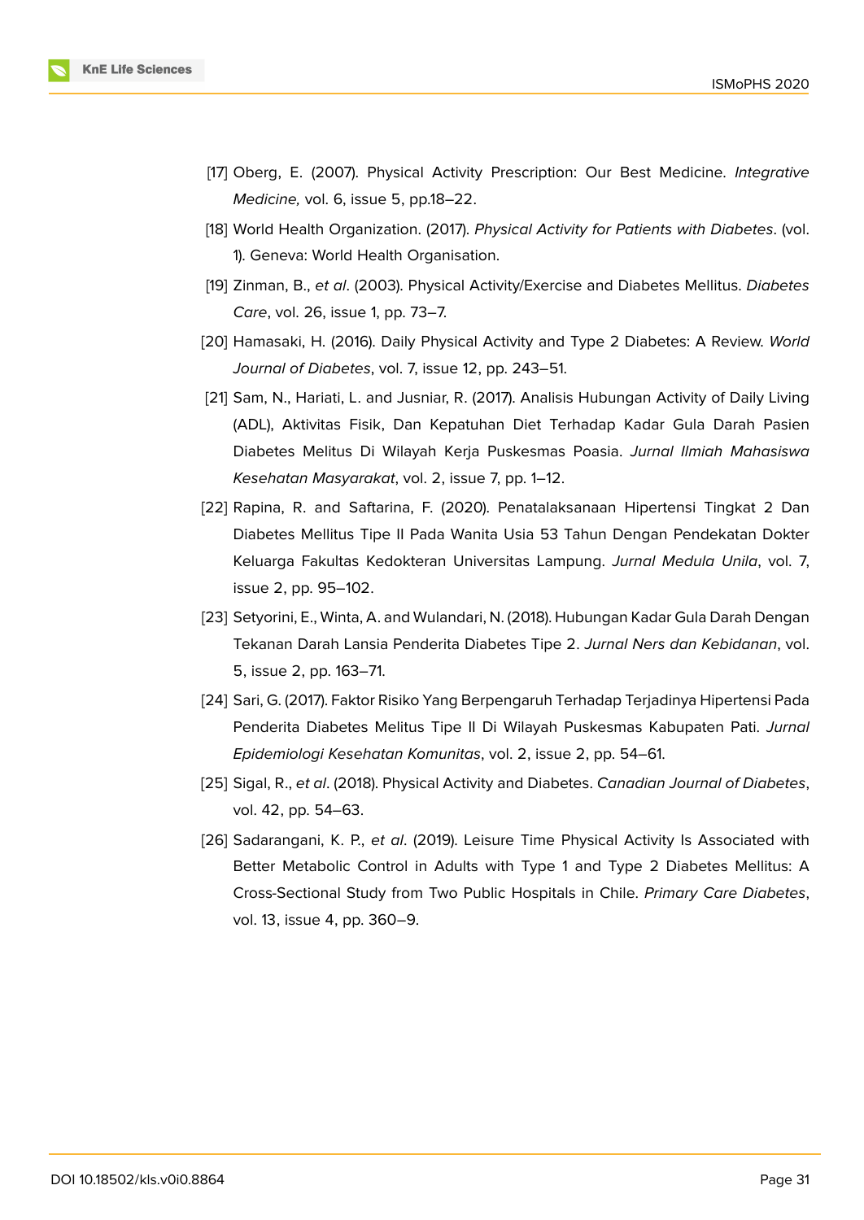[17] Oberg, E. (2007). Physical Activity Prescription: Our Best Medicine. *Integrative Medicine,* vol. 6, issue 5, pp.18–22.

[18] World Health Organization. (2017). *Physical Activity for Patients with Diabetes*. (vol. 1). Geneva: World Health Organisation.

[19] Zinman, B., *et al*. (2003). Physical Activity/Exercise and Diabetes Mellitus. *Diabetes Care*, vol. 26, issue 1, pp. 73–7.

[20] Hamasaki, H. (2016). Daily Physical Activity and Type 2 Diabetes: A Review. *World Journal of Diabetes*, vol. 7, issue 12, pp. 243–51.

[21] Sam, N., Hariati, L. and Jusniar, R. (2017). Analisis Hubungan Activity of Daily Living (ADL), Aktivitas Fisik, Dan Kepatuhan Diet Terhadap Kadar Gula Darah Pasien Diabetes Melitus Di Wilayah Kerja Puskesmas Poasia. *Jurnal Ilmiah Mahasiswa Kesehatan Masyarakat*, vol. 2, issue 7, pp. 1–12.

[22] Rapina, R. and Saftarina, F. (2020). Penatalaksanaan Hipertensi Tingkat 2 Dan Diabetes Mellitus Tipe II Pada Wanita Usia 53 Tahun Dengan Pendekatan Dokter Keluarga Fakultas Kedokteran Universitas Lampung. *Jurnal Medula Unila*, vol. 7, issue 2, pp. 95–102.

[23] Setyorini, E., Winta, A. and Wulandari, N. (2018). Hubungan Kadar Gula Darah Dengan Tekanan Darah Lansia Penderita Diabetes Tipe 2. *Jurnal Ners dan Kebidanan*, vol. 5, issue 2, pp. 163–71.

[24] Sari, G. (2017). Faktor Risiko Yang Berpengaruh Terhadap Terjadinya Hipertensi Pada Penderita Diabetes Melitus Tipe II Di Wilayah Puskesmas Kabupaten Pati. *Jurnal Epidemiologi Kesehatan Komunitas*, vol. 2, issue 2, pp. 54–61.

[25] Sigal, R., *et al*. (2018). Physical Activity and Diabetes. *Canadian Journal of Diabetes*, vol. 42, pp. 54–63.

[26] Sadarangani, K. P., *et al*. (2019). Leisure Time Physical Activity Is Associated with Better Metabolic Control in Adults with Type 1 and Type 2 Diabetes Mellitus: A Cross-Sectional Study from Two Public Hospitals in Chile. *Primary Care Diabetes*, vol. 13, issue 4, pp. 360–9.